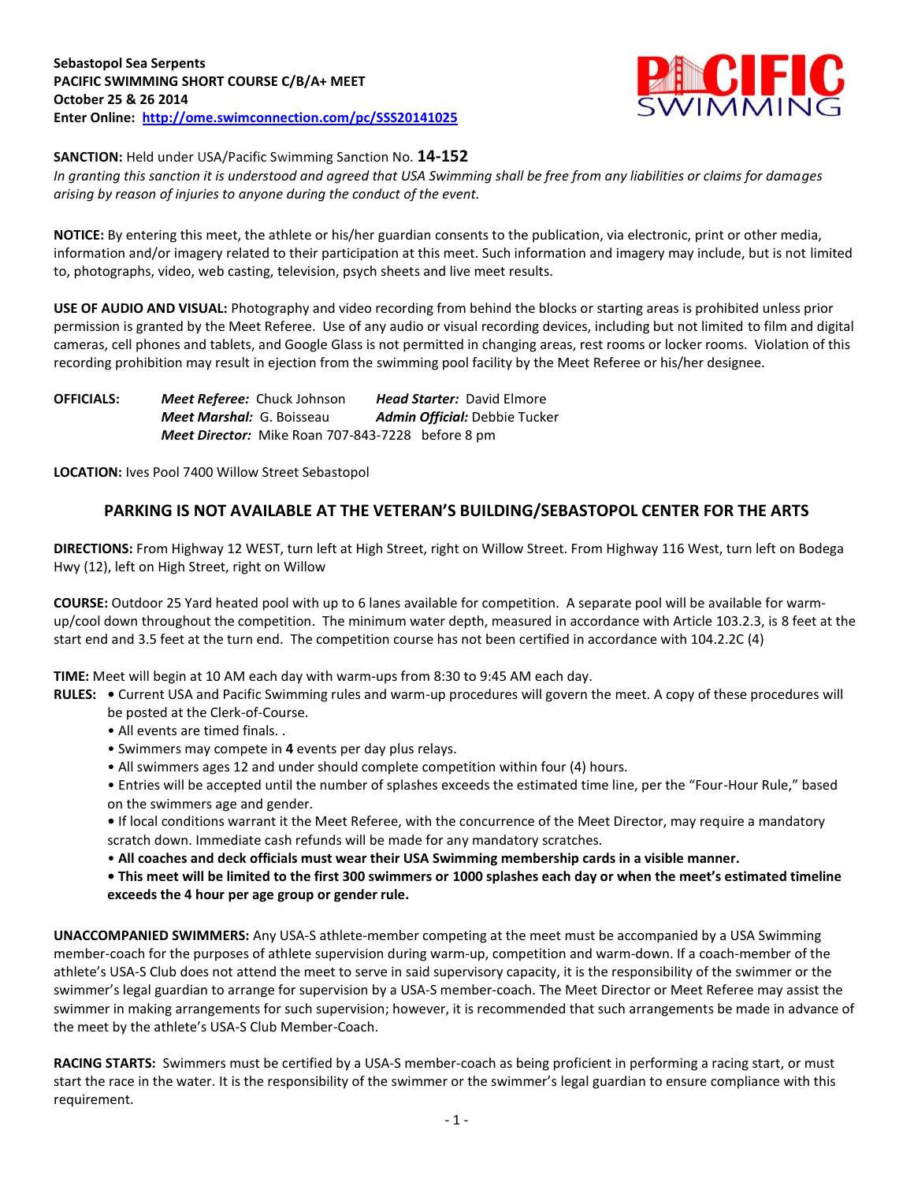**Sebastopol Sea Serpents**
**PACIFIC SWIMMING SHORT COURSE C/B/A+ MEET**
**October 25 & 26 2014**
**Enter Online: http://ome.swimconnection.com/pc/SSS20141025**

**SANCTION:** Held under USA/Pacific Swimming Sanction No. **14-152**
*In granting this sanction it is understood and agreed that USA Swimming shall be free from any liabilities or claims for damages arising by reason of injuries to anyone during the conduct of the event.*

**NOTICE:** By entering this meet, the athlete or his/her guardian consents to the publication, via electronic, print or other media, information and/or imagery related to their participation at this meet. Such information and imagery may include, but is not limited to, photographs, video, web casting, television, psych sheets and live meet results.

**USE OF AUDIO AND VISUAL:** Photography and video recording from behind the blocks or starting areas is prohibited unless prior permission is granted by the Meet Referee. Use of any audio or visual recording devices, including but not limited to film and digital cameras, cell phones and tablets, and Google Glass is not permitted in changing areas, rest rooms or locker rooms. Violation of this recording prohibition may result in ejection from the swimming pool facility by the Meet Referee or his/her designee.

**OFFICIALS:** ***Meet Referee:*** Chuck Johnson ***Head Starter:*** David Elmore
***Meet Marshal:*** G. Boisseau ***Admin Official:*** Debbie Tucker
***Meet Director:*** Mike Roan 707-843-7228 before 8 pm

**LOCATION:** Ives Pool 7400 Willow Street Sebastopol

## PARKING IS NOT AVAILABLE AT THE VETERAN'S BUILDING/SEBASTOPOL CENTER FOR THE ARTS

**DIRECTIONS:** From Highway 12 WEST, turn left at High Street, right on Willow Street. From Highway 116 West, turn left on Bodega Hwy (12), left on High Street, right on Willow

**COURSE:** Outdoor 25 Yard heated pool with up to 6 lanes available for competition. A separate pool will be available for warm-up/cool down throughout the competition. The minimum water depth, measured in accordance with Article 103.2.3, is 8 feet at the start end and 3.5 feet at the turn end. The competition course has not been certified in accordance with 104.2.2C (4)

**TIME:** Meet will begin at 10 AM each day with warm-ups from 8:30 to 9:45 AM each day.

**RULES:**
- Current USA and Pacific Swimming rules and warm-up procedures will govern the meet. A copy of these procedures will be posted at the Clerk-of-Course.
- All events are timed finals. .
- Swimmers may compete in **4** events per day plus relays.
- All swimmers ages 12 and under should complete competition within four (4) hours.
- Entries will be accepted until the number of splashes exceeds the estimated time line, per the "Four-Hour Rule," based on the swimmers age and gender.
- If local conditions warrant it the Meet Referee, with the concurrence of the Meet Director, may require a mandatory scratch down. Immediate cash refunds will be made for any mandatory scratches.
- **All coaches and deck officials must wear their USA Swimming membership cards in a visible manner.**
- **This meet will be limited to the first 300 swimmers or 1000 splashes each day or when the meet's estimated timeline exceeds the 4 hour per age group or gender rule.**

**UNACCOMPANIED SWIMMERS:** Any USA-S athlete-member competing at the meet must be accompanied by a USA Swimming member-coach for the purposes of athlete supervision during warm-up, competition and warm-down. If a coach-member of the athlete's USA-S Club does not attend the meet to serve in said supervisory capacity, it is the responsibility of the swimmer or the swimmer's legal guardian to arrange for supervision by a USA-S member-coach. The Meet Director or Meet Referee may assist the swimmer in making arrangements for such supervision; however, it is recommended that such arrangements be made in advance of the meet by the athlete's USA-S Club Member-Coach.

**RACING STARTS:** Swimmers must be certified by a USA-S member-coach as being proficient in performing a racing start, or must start the race in the water. It is the responsibility of the swimmer or the swimmer's legal guardian to ensure compliance with this requirement.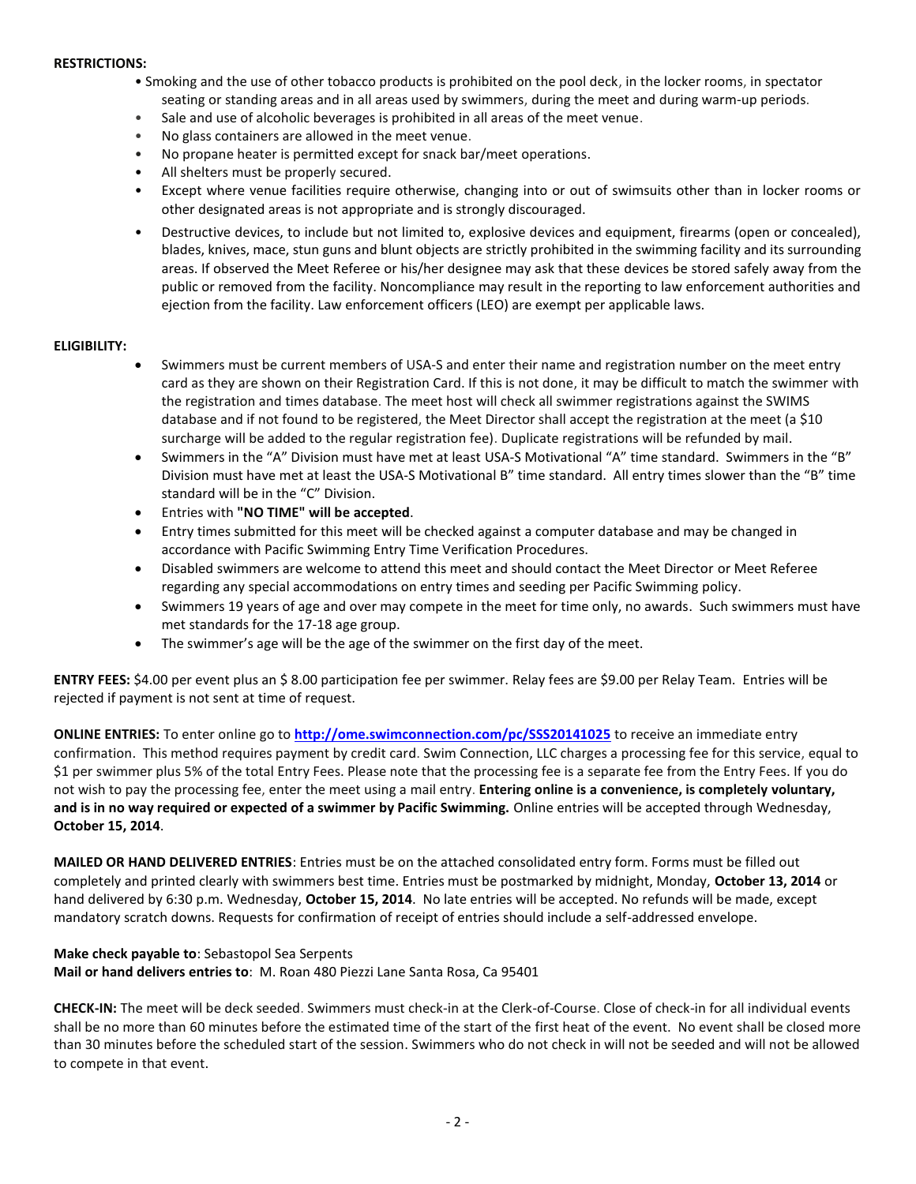**RESTRICTIONS:**

- Smoking and the use of other tobacco products is prohibited on the pool deck, in the locker rooms, in spectator seating or standing areas and in all areas used by swimmers, during the meet and during warm-up periods.
- Sale and use of alcoholic beverages is prohibited in all areas of the meet venue.
- No glass containers are allowed in the meet venue.
- No propane heater is permitted except for snack bar/meet operations.
- All shelters must be properly secured.
- Except where venue facilities require otherwise, changing into or out of swimsuits other than in locker rooms or other designated areas is not appropriate and is strongly discouraged.
- Destructive devices, to include but not limited to, explosive devices and equipment, firearms (open or concealed), blades, knives, mace, stun guns and blunt objects are strictly prohibited in the swimming facility and its surrounding areas. If observed the Meet Referee or his/her designee may ask that these devices be stored safely away from the public or removed from the facility. Noncompliance may result in the reporting to law enforcement authorities and ejection from the facility. Law enforcement officers (LEO) are exempt per applicable laws.

**ELIGIBILITY:**

- Swimmers must be current members of USA-S and enter their name and registration number on the meet entry card as they are shown on their Registration Card. If this is not done, it may be difficult to match the swimmer with the registration and times database. The meet host will check all swimmer registrations against the SWIMS database and if not found to be registered, the Meet Director shall accept the registration at the meet (a $10 surcharge will be added to the regular registration fee). Duplicate registrations will be refunded by mail.
- Swimmers in the "A" Division must have met at least USA-S Motivational "A" time standard. Swimmers in the "B" Division must have met at least the USA-S Motivational B" time standard. All entry times slower than the "B" time standard will be in the "C" Division.
- Entries with **"NO TIME" will be accepted**.
- Entry times submitted for this meet will be checked against a computer database and may be changed in accordance with Pacific Swimming Entry Time Verification Procedures.
- Disabled swimmers are welcome to attend this meet and should contact the Meet Director or Meet Referee regarding any special accommodations on entry times and seeding per Pacific Swimming policy.
- Swimmers 19 years of age and over may compete in the meet for time only, no awards. Such swimmers must have met standards for the 17-18 age group.
- The swimmer's age will be the age of the swimmer on the first day of the meet.

**ENTRY FEES:** $4.00 per event plus an $ 8.00 participation fee per swimmer. Relay fees are $9.00 per Relay Team. Entries will be rejected if payment is not sent at time of request.

**ONLINE ENTRIES:** To enter online go to **http://ome.swimconnection.com/pc/SSS20141025** to receive an immediate entry confirmation. This method requires payment by credit card. Swim Connection, LLC charges a processing fee for this service, equal to $1 per swimmer plus 5% of the total Entry Fees. Please note that the processing fee is a separate fee from the Entry Fees. If you do not wish to pay the processing fee, enter the meet using a mail entry. **Entering online is a convenience, is completely voluntary, and is in no way required or expected of a swimmer by Pacific Swimming.** Online entries will be accepted through Wednesday, **October 15, 2014**.

**MAILED OR HAND DELIVERED ENTRIES**: Entries must be on the attached consolidated entry form. Forms must be filled out completely and printed clearly with swimmers best time. Entries must be postmarked by midnight, Monday, **October 13, 2014** or hand delivered by 6:30 p.m. Wednesday, **October 15, 2014**. No late entries will be accepted. No refunds will be made, except mandatory scratch downs. Requests for confirmation of receipt of entries should include a self-addressed envelope.

**Make check payable to**: Sebastopol Sea Serpents
**Mail or hand delivers entries to**: M. Roan 480 Piezzi Lane Santa Rosa, Ca 95401

**CHECK-IN:** The meet will be deck seeded. Swimmers must check-in at the Clerk-of-Course. Close of check-in for all individual events shall be no more than 60 minutes before the estimated time of the start of the first heat of the event. No event shall be closed more than 30 minutes before the scheduled start of the session. Swimmers who do not check in will not be seeded and will not be allowed to compete in that event.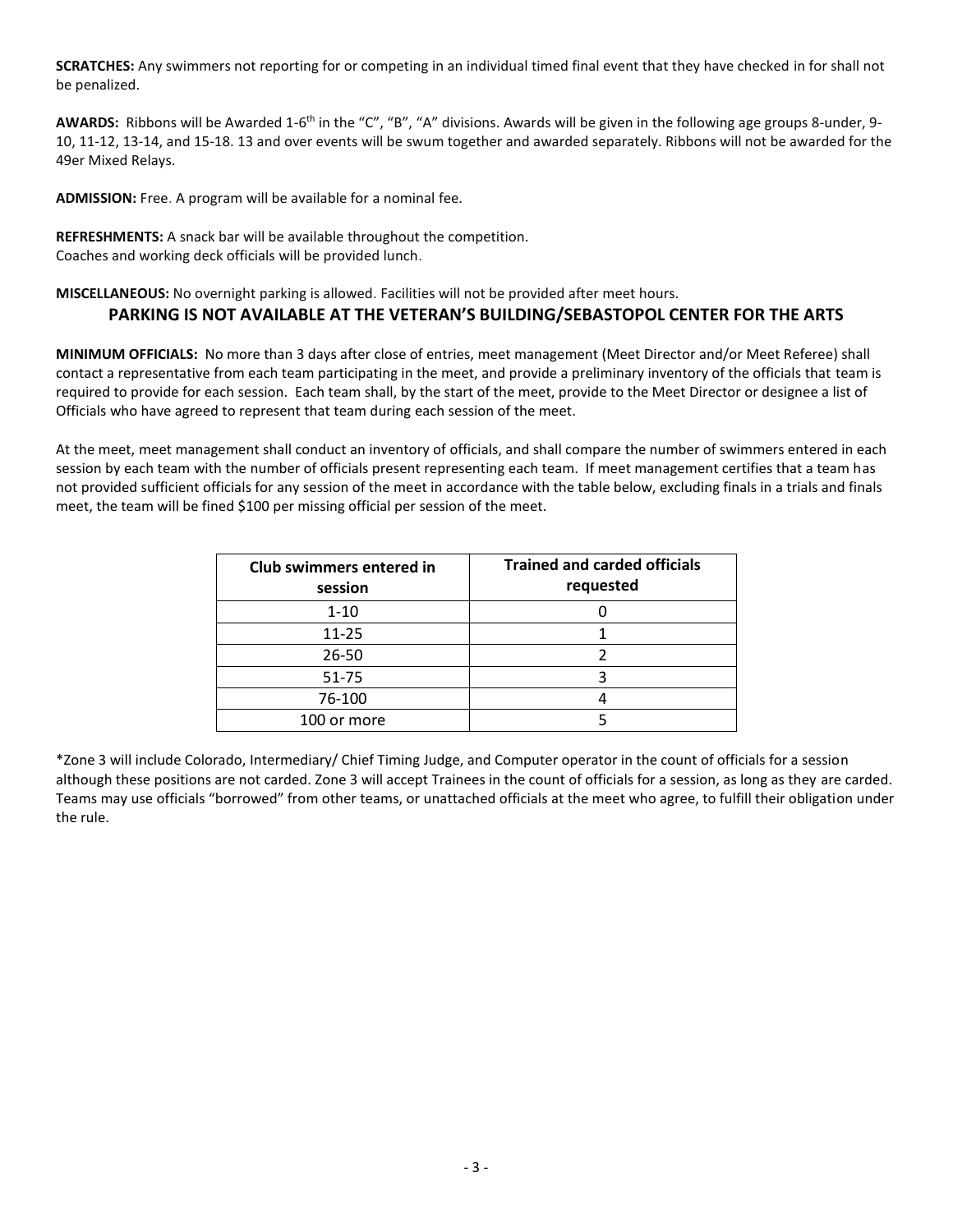**SCRATCHES:** Any swimmers not reporting for or competing in an individual timed final event that they have checked in for shall not be penalized.

**AWARDS:** Ribbons will be Awarded 1-6th in the "C", "B", "A" divisions. Awards will be given in the following age groups 8-under, 9-10, 11-12, 13-14, and 15-18. 13 and over events will be swum together and awarded separately. Ribbons will not be awarded for the 49er Mixed Relays.

**ADMISSION:** Free. A program will be available for a nominal fee.

**REFRESHMENTS:** A snack bar will be available throughout the competition.
Coaches and working deck officials will be provided lunch.

**MISCELLANEOUS:** No overnight parking is allowed. Facilities will not be provided after meet hours.

**PARKING IS NOT AVAILABLE AT THE VETERAN'S BUILDING/SEBASTOPOL CENTER FOR THE ARTS**

**MINIMUM OFFICIALS:** No more than 3 days after close of entries, meet management (Meet Director and/or Meet Referee) shall contact a representative from each team participating in the meet, and provide a preliminary inventory of the officials that team is required to provide for each session. Each team shall, by the start of the meet, provide to the Meet Director or designee a list of Officials who have agreed to represent that team during each session of the meet.

At the meet, meet management shall conduct an inventory of officials, and shall compare the number of swimmers entered in each session by each team with the number of officials present representing each team. If meet management certifies that a team has not provided sufficient officials for any session of the meet in accordance with the table below, excluding finals in a trials and finals meet, the team will be fined $100 per missing official per session of the meet.

| Club swimmers entered in session | Trained and carded officials requested |
|---|---|
| 1-10 | 0 |
| 11-25 | 1 |
| 26-50 | 2 |
| 51-75 | 3 |
| 76-100 | 4 |
| 100 or more | 5 |

*Zone 3 will include Colorado, Intermediary/ Chief Timing Judge, and Computer operator in the count of officials for a session although these positions are not carded. Zone 3 will accept Trainees in the count of officials for a session, as long as they are carded. Teams may use officials "borrowed" from other teams, or unattached officials at the meet who agree, to fulfill their obligation under the rule.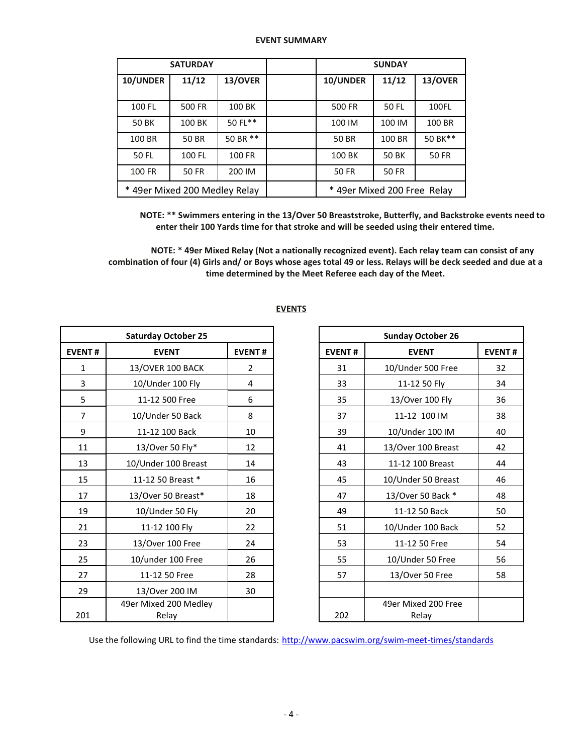**EVENT SUMMARY**

| SATURDAY | | | | SUNDAY | | |
|---|---|---|---|---|---|---|
| 10/UNDER | 11/12 | 13/OVER | | 10/UNDER | 11/12 | 13/OVER |
| 100 FL | 500 FR | 100 BK | | 500 FR | 50 FL | 100FL |
| 50 BK | 100 BK | 50 FL** | | 100 IM | 100 IM | 100 BR |
| 100 BR | 50 BR | 50 BR ** | | 50 BR | 100 BR | 50 BK** |
| 50 FL | 100 FL | 100 FR | | 100 BK | 50 BK | 50 FR |
| 100 FR | 50 FR | 200 IM | | 50 FR | 50 FR | |
| * 49er Mixed 200 Medley Relay | | | | * 49er Mixed 200 Free Relay | | |

**NOTE: ** Swimmers entering in the 13/Over 50 Breaststroke, Butterfly, and Backstroke events need to enter their 100 Yards time for that stroke and will be seeded using their entered time.**

**NOTE: * 49er Mixed Relay (Not a nationally recognized event). Each relay team can consist of any combination of four (4) Girls and/ or Boys whose ages total 49 or less. Relays will be deck seeded and due at a time determined by the Meet Referee each day of the Meet.**

**EVENTS**

| Saturday October 25 | | |
|---|---|---|
| **EVENT #** | **EVENT** | **EVENT #** |
| 1 | 13/OVER 100 BACK | 2 |
| 3 | 10/Under 100 Fly | 4 |
| 5 | 11-12 500 Free | 6 |
| 7 | 10/Under 50 Back | 8 |
| 9 | 11-12 100 Back | 10 |
| 11 | 13/Over 50 Fly* | 12 |
| 13 | 10/Under 100 Breast | 14 |
| 15 | 11-12 50 Breast * | 16 |
| 17 | 13/Over 50 Breast* | 18 |
| 19 | 10/Under 50 Fly | 20 |
| 21 | 11-12 100 Fly | 22 |
| 23 | 13/Over 100 Free | 24 |
| 25 | 10/under 100 Free | 26 |
| 27 | 11-12 50 Free | 28 |
| 29 | 13/Over 200 IM | 30 |
| 201 | 49er Mixed 200 Medley Relay | |

| Sunday October 26 | | |
|---|---|---|
| **EVENT #** | **EVENT** | **EVENT #** |
| 31 | 10/Under 500 Free | 32 |
| 33 | 11-12 50 Fly | 34 |
| 35 | 13/Over 100 Fly | 36 |
| 37 | 11-12 100 IM | 38 |
| 39 | 10/Under 100 IM | 40 |
| 41 | 13/Over 100 Breast | 42 |
| 43 | 11-12 100 Breast | 44 |
| 45 | 10/Under 50 Breast | 46 |
| 47 | 13/Over 50 Back * | 48 |
| 49 | 11-12 50 Back | 50 |
| 51 | 10/Under 100 Back | 52 |
| 53 | 11-12 50 Free | 54 |
| 55 | 10/Under 50 Free | 56 |
| 57 | 13/Over 50 Free | 58 |
| | | |
| 202 | 49er Mixed 200 Free Relay | |

Use the following URL to find the time standards: [http://www.pacswim.org/swim-meet-times/standards](http://www.pacswim.org/swim-meet-times/standards)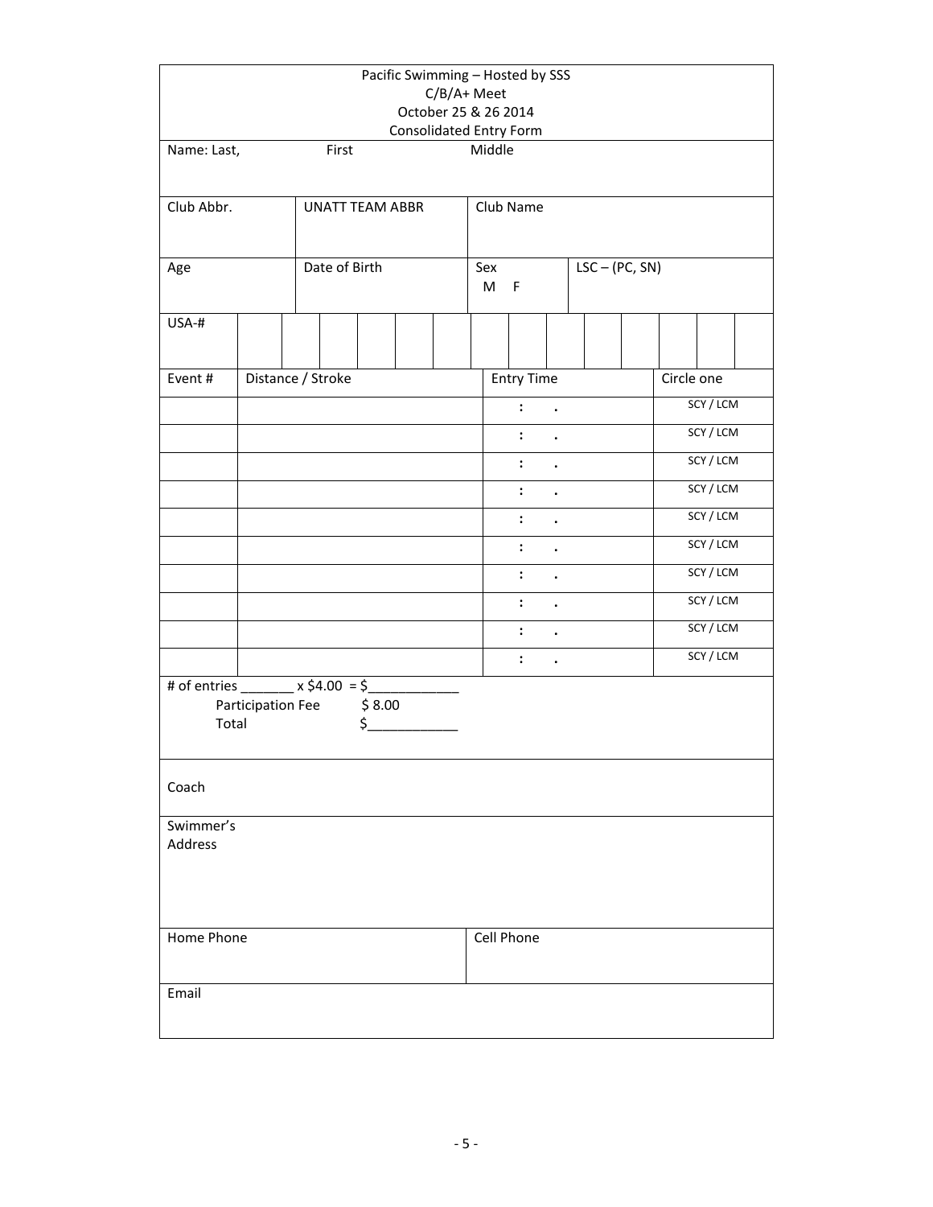Pacific Swimming – Hosted by SSS
C/B/A+ Meet
October 25 & 26 2014
Consolidated Entry Form

| Name: Last, | First | Middle |
|---|---|---|
| | | |

| Club Abbr. | UNATT TEAM ABBR | Club Name |
|---|---|---|
| | | |

| Age | Date of Birth | Sex<br>M F | LSC – (PC, SN) |
|---|---|---|---|
| | | | |

| USA-# | | | | | | | | | | | | | | |
|---|---|---|---|---|---|---|---|---|---|---|---|---|---|---|

| Event # | Distance / Stroke | Entry Time | Circle one |
|---|---|---|---|
| | | : . | SCY / LCM |
| | | : . | SCY / LCM |
| | | : . | SCY / LCM |
| | | : . | SCY / LCM |
| | | : . | SCY / LCM |
| | | : . | SCY / LCM |
| | | : . | SCY / LCM |
| | | : . | SCY / LCM |
| | | : . | SCY / LCM |
| | | : . | SCY / LCM |

# of entries _______ x $4.00 = $____________
Participation Fee $ 8.00
Total $____________

Coach

Swimmer's Address

| Home Phone | Cell Phone |
|---|---|
| | |

Email